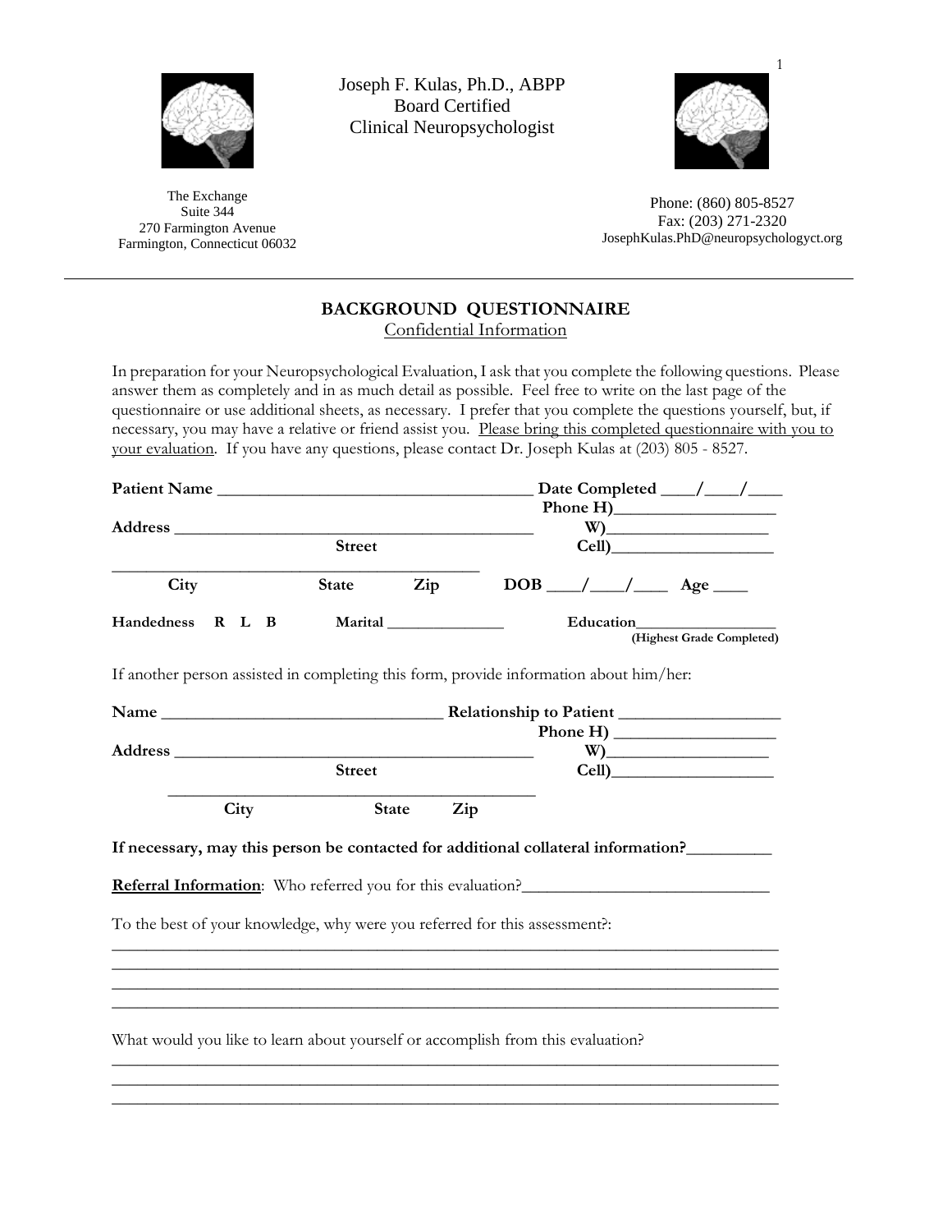Joseph F. Kulas, Ph.D., ABPP
Board Certified
Clinical Neuropsychologist

The Exchange
Suite 344
270 Farmington Avenue
Farmington, Connecticut 06032

Phone: (860) 805-8527
Fax: (203) 271-2320
JosephKulas.PhD@neuropsychologyct.org

---

## BACKGROUND QUESTIONNAIRE

Confidential Information

In preparation for your Neuropsychological Evaluation, I ask that you complete the following questions. Please answer them as completely and in as much detail as possible. Feel free to write on the last page of the questionnaire or use additional sheets, as necessary. I prefer that you complete the questions yourself, but, if necessary, you may have a relative or friend assist you. Please bring this completed questionnaire with you to your evaluation. If you have any questions, please contact Dr. Joseph Kulas at (203) 805 - 8527.

**Patient Name** ____________________________________ **Date Completed** ____/____/____

**Phone H)**__________________

**Address** __________________________________________ **W)**__________________

**Street** **Cell)**__________________

__________________________________________

**City** **State** **Zip** **DOB** ____/____/____ **Age** ____

**Handedness R L B** **Marital** ______________ **Education**_________________
**(Highest Grade Completed)**

If another person assisted in completing this form, provide information about him/her:

**Name** ________________________________ **Relationship to Patient** __________________

**Phone H)** __________________

**Address** __________________________________________ **W)**__________________

**Street** **Cell)**__________________

__________________________________________

**City** **State** **Zip**

**If necessary, may this person be contacted for additional collateral information?**_________

**Referral Information**: Who referred you for this evaluation?____________________________

To the best of your knowledge, why were you referred for this assessment?:

______________________________________________________________________________
______________________________________________________________________________
______________________________________________________________________________
______________________________________________________________________________

What would you like to learn about yourself or accomplish from this evaluation?

______________________________________________________________________________
______________________________________________________________________________
______________________________________________________________________________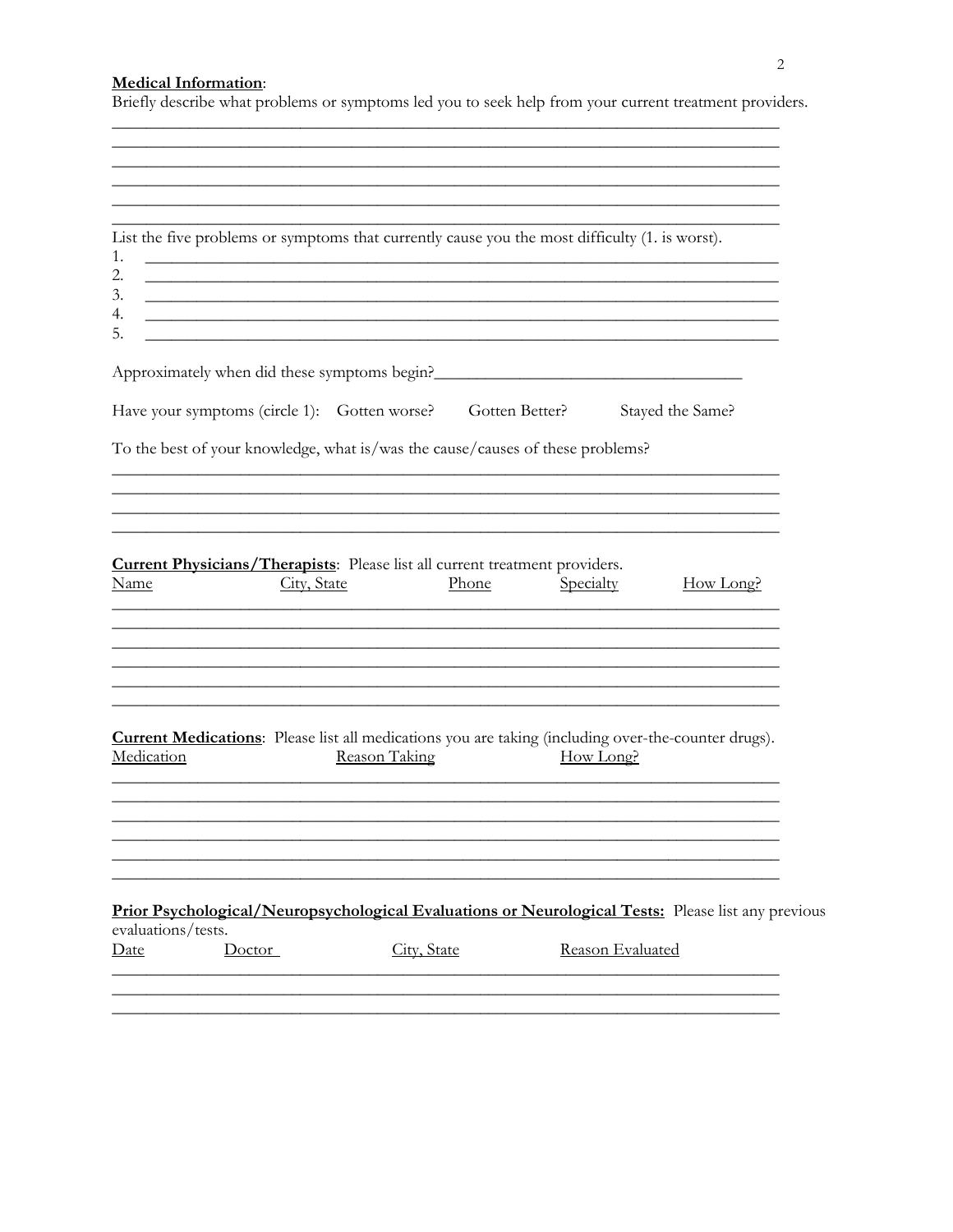**Medical Information**:

Briefly describe what problems or symptoms led you to seek help from your current treatment providers.

______________________________________________________________________________
______________________________________________________________________________
______________________________________________________________________________
______________________________________________________________________________
______________________________________________________________________________
______________________________________________________________________________

List the five problems or symptoms that currently cause you the most difficulty (1. is worst).

1. ______________________________________________________________________________
2. ______________________________________________________________________________
3. ______________________________________________________________________________
4. ______________________________________________________________________________
5. ______________________________________________________________________________

Approximately when did these symptoms begin?_____________________________________

Have your symptoms (circle 1): Gotten worse? Gotten Better? Stayed the Same?

To the best of your knowledge, what is/was the cause/causes of these problems?

______________________________________________________________________________
______________________________________________________________________________
______________________________________________________________________________
______________________________________________________________________________

**Current Physicians/Therapists**: Please list all current treatment providers.

| Name | City, State | Phone | Specialty | How Long? |
|---|---|---|---|---|
| | | | | |
| | | | | |
| | | | | |
| | | | | |
| | | | | |
| | | | | |

**Current Medications**: Please list all medications you are taking (including over-the-counter drugs).

| Medication | Reason Taking | How Long? |
|---|---|---|
| | | |
| | | |
| | | |
| | | |
| | | |
| | | |

**Prior Psychological/Neuropsychological Evaluations or Neurological Tests:** Please list any previous evaluations/tests.

| Date | Doctor | City, State | Reason Evaluated |
|---|---|---|---|
| | | | |
| | | | |
| | | | |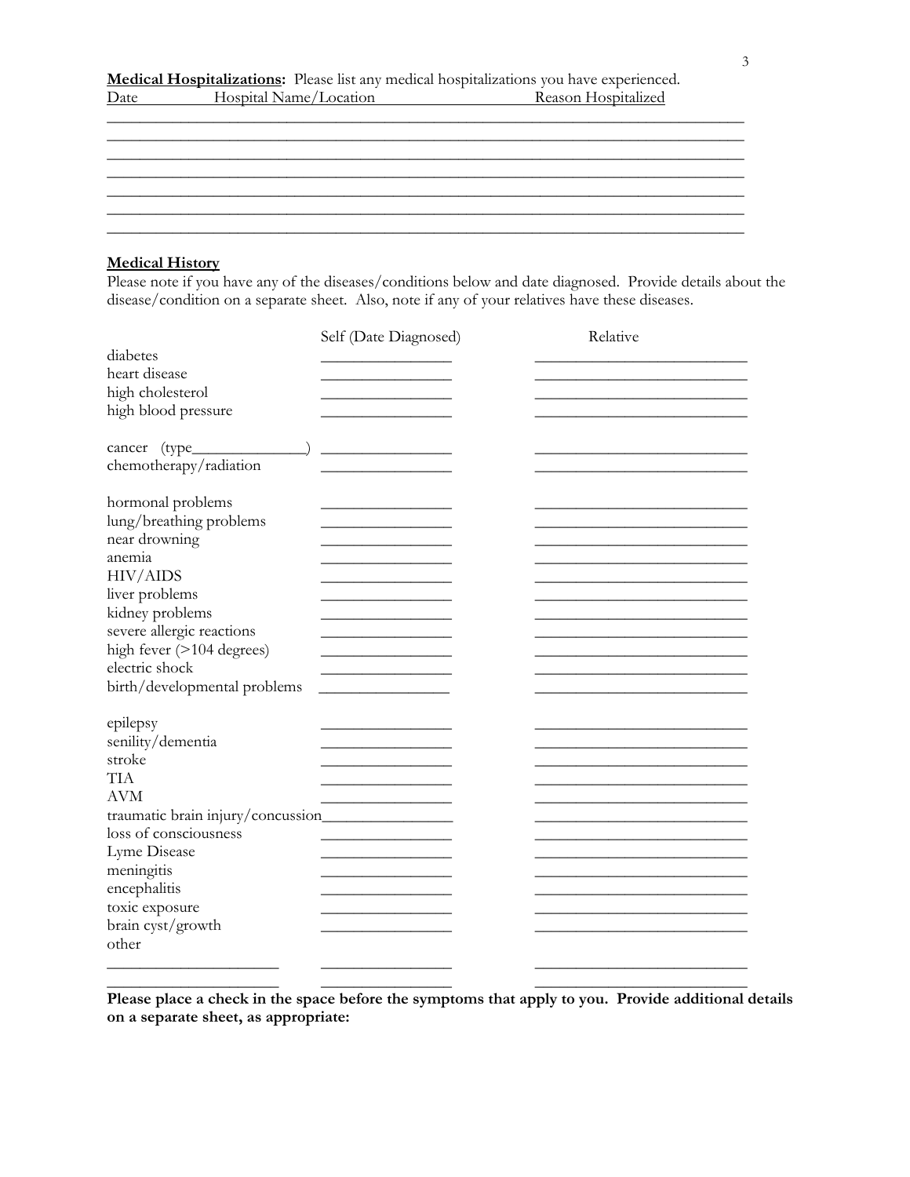**Medical Hospitalizations:** Please list any medical hospitalizations you have experienced.

| Date | Hospital Name/Location | Reason Hospitalized |
|---|---|---|
| | | |
| | | |
| | | |
| | | |
| | | |
| | | |
| | | |

**Medical History**

Please note if you have any of the diseases/conditions below and date diagnosed. Provide details about the disease/condition on a separate sheet. Also, note if any of your relatives have these diseases.

| | Self (Date Diagnosed) | Relative |
|---|---|---|
| diabetes | ______________ | ______________________ |
| heart disease | ______________ | ______________________ |
| high cholesterol | ______________ | ______________________ |
| high blood pressure | ______________ | ______________________ |
| cancer (type______________) | ______________ | ______________________ |
| chemotherapy/radiation | ______________ | ______________________ |
| hormonal problems | ______________ | ______________________ |
| lung/breathing problems | ______________ | ______________________ |
| near drowning | ______________ | ______________________ |
| anemia | ______________ | ______________________ |
| HIV/AIDS | ______________ | ______________________ |
| liver problems | ______________ | ______________________ |
| kidney problems | ______________ | ______________________ |
| severe allergic reactions | ______________ | ______________________ |
| high fever (>104 degrees) | ______________ | ______________________ |
| electric shock | ______________ | ______________________ |
| birth/developmental problems | ______________ | ______________________ |
| epilepsy | ______________ | ______________________ |
| senility/dementia | ______________ | ______________________ |
| stroke | ______________ | ______________________ |
| TIA | ______________ | ______________________ |
| AVM | ______________ | ______________________ |
| traumatic brain injury/concussion | ______________ | ______________________ |
| loss of consciousness | ______________ | ______________________ |
| Lyme Disease | ______________ | ______________________ |
| meningitis | ______________ | ______________________ |
| encephalitis | ______________ | ______________________ |
| toxic exposure | ______________ | ______________________ |
| brain cyst/growth | ______________ | ______________________ |
| other | | |
| ________________ | ______________ | ______________________ |
| ________________ | ______________ | ______________________ |

**Please place a check in the space before the symptoms that apply to you. Provide additional details on a separate sheet, as appropriate:**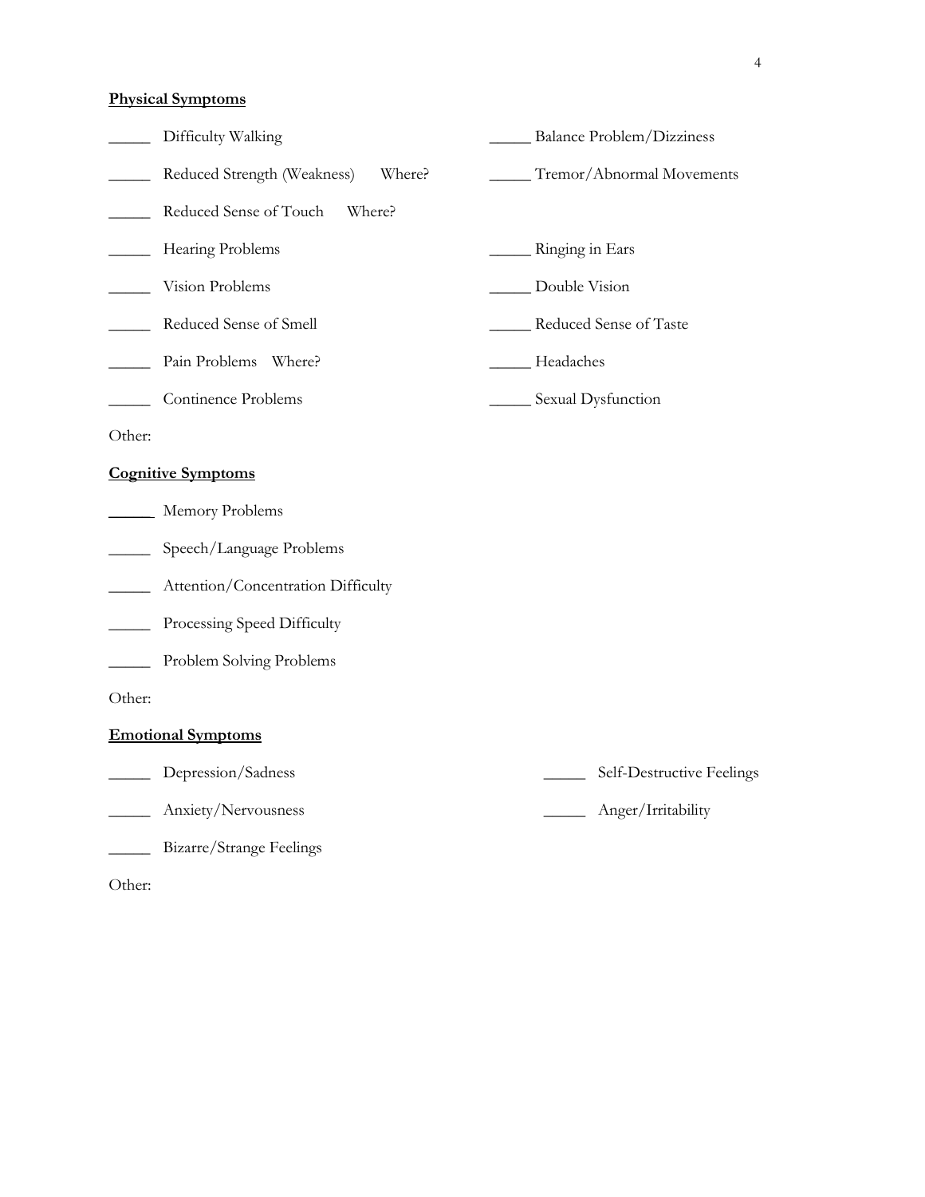**Physical Symptoms**

_____ Difficulty Walking

_____ Balance Problem/Dizziness

_____ Reduced Strength (Weakness) Where?

_____ Tremor/Abnormal Movements

_____ Reduced Sense of Touch Where?

_____ Hearing Problems

_____ Ringing in Ears

_____ Vision Problems

_____ Double Vision

_____ Reduced Sense of Smell

_____ Reduced Sense of Taste

_____ Pain Problems Where?

_____ Headaches

_____ Continence Problems

_____ Sexual Dysfunction

Other:

**Cognitive Symptoms**

_____ Memory Problems

_____ Speech/Language Problems

_____ Attention/Concentration Difficulty

_____ Processing Speed Difficulty

_____ Problem Solving Problems

Other:

**Emotional Symptoms**

_____ Depression/Sadness

_____ Self-Destructive Feelings

_____ Anxiety/Nervousness

_____ Anger/Irritability

_____ Bizarre/Strange Feelings

Other: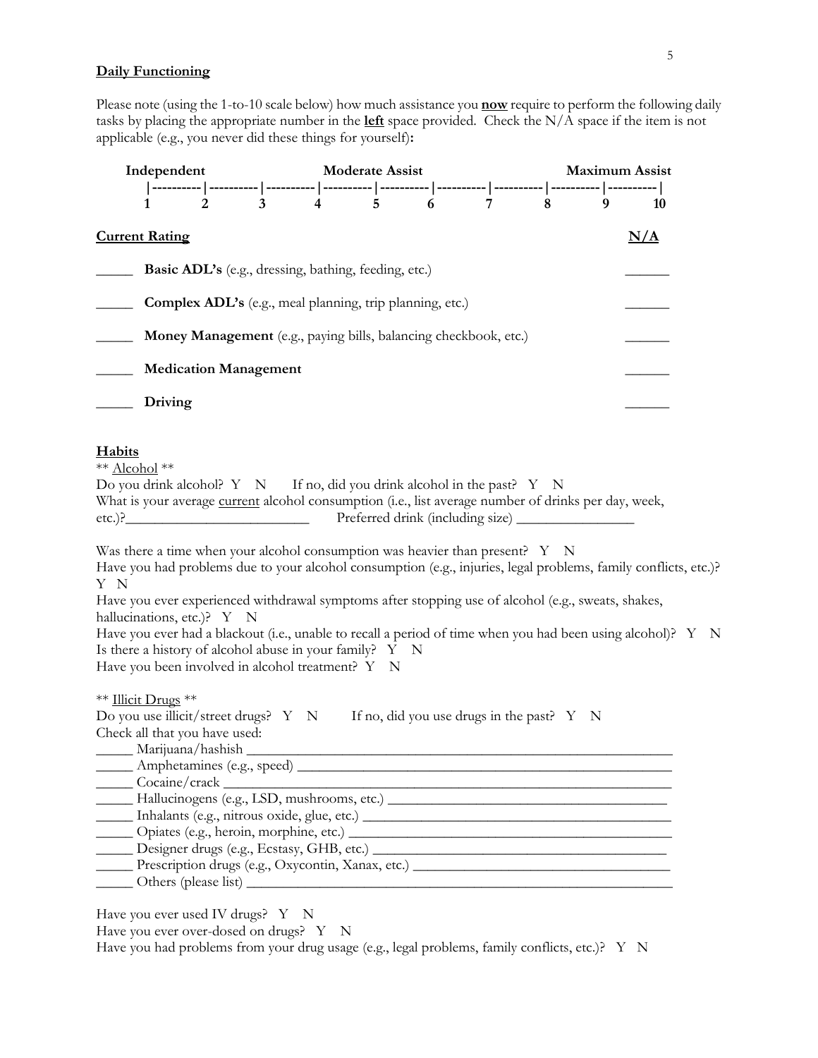**Daily Functioning**

Please note (using the 1-to-10 scale below) how much assistance you **now** require to perform the following daily tasks by placing the appropriate number in the **left** space provided. Check the N/A space if the item is not applicable (e.g., you never did these things for yourself)**:**

| Independent | | | Moderate Assist | | | | | | Maximum Assist |
|---|---|---|---|---|---|---|---|---|---|
| 1 | 2 | 3 | 4 | 5 | 6 | 7 | 8 | 9 | 10 |

**Current Rating** **N/A**

_____ **Basic ADL's** (e.g., dressing, bathing, feeding, etc.) ______

_____ **Complex ADL's** (e.g., meal planning, trip planning, etc.) ______

_____ **Money Management** (e.g., paying bills, balancing checkbook, etc.) ______

_____ **Medication Management** ______

_____ **Driving** ______

**Habits**

** Alcohol **

Do you drink alcohol? Y N If no, did you drink alcohol in the past? Y N

What is your average current alcohol consumption (i.e., list average number of drinks per day, week, etc.)?__________________________ Preferred drink (including size) ________________

Was there a time when your alcohol consumption was heavier than present? Y N

Have you had problems due to your alcohol consumption (e.g., injuries, legal problems, family conflicts, etc.)? Y N

Have you ever experienced withdrawal symptoms after stopping use of alcohol (e.g., sweats, shakes, hallucinations, etc.)? Y N

Have you ever had a blackout (i.e., unable to recall a period of time when you had been using alcohol)? Y N

Is there a history of alcohol abuse in your family? Y N

Have you been involved in alcohol treatment? Y N

** Illicit Drugs **

Do you use illicit/street drugs? Y N If no, did you use drugs in the past? Y N

Check all that you have used:

_____ Marijuana/hashish ________________________________________________________

_____ Amphetamines (e.g., speed) ________________________________________________

_____ Cocaine/crack ___________________________________________________________

_____ Hallucinogens (e.g., LSD, mushrooms, etc.) _____________________________________

_____ Inhalants (e.g., nitrous oxide, glue, etc.) ________________________________________

_____ Opiates (e.g., heroin, morphine, etc.) ___________________________________________

_____ Designer drugs (e.g., Ecstasy, GHB, etc.) _______________________________________

_____ Prescription drugs (e.g., Oxycontin, Xanax, etc.) __________________________________

_____ Others (please list) _______________________________________________________

Have you ever used IV drugs? Y N

Have you ever over-dosed on drugs? Y N

Have you had problems from your drug usage (e.g., legal problems, family conflicts, etc.)? Y N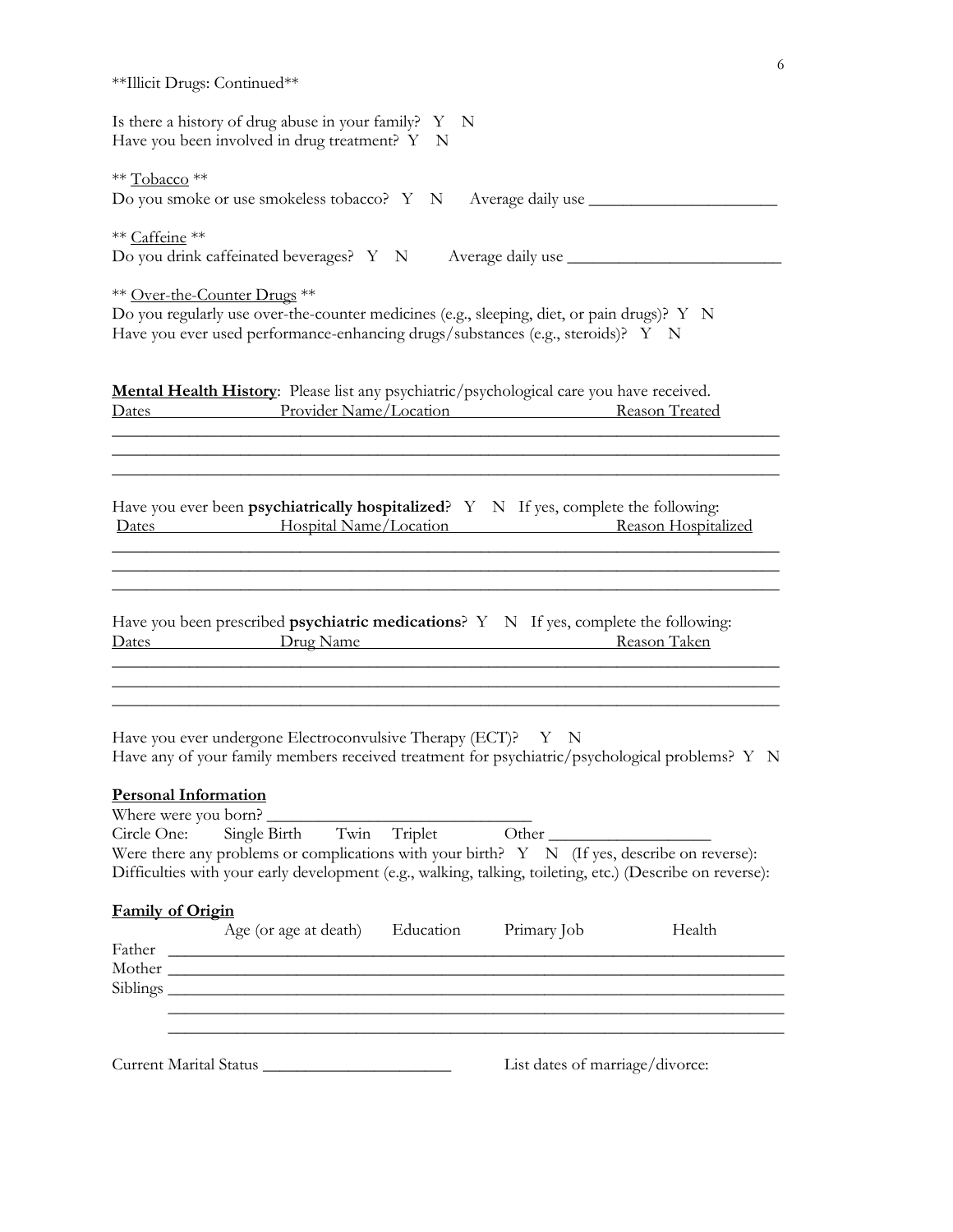**Illicit Drugs: Continued**

Is there a history of drug abuse in your family? Y N
Have you been involved in drug treatment? Y N

** Tobacco **
Do you smoke or use smokeless tobacco? Y N Average daily use ______________________

** Caffeine **
Do you drink caffeinated beverages? Y N Average daily use _________________________

** Over-the-Counter Drugs **
Do you regularly use over-the-counter medicines (e.g., sleeping, diet, or pain drugs)? Y N
Have you ever used performance-enhancing drugs/substances (e.g., steroids)? Y N

**Mental Health History**: Please list any psychiatric/psychological care you have received.

| Dates | Provider Name/Location | Reason Treated |
|---|---|---|
| | | |
| | | |
| | | |

Have you ever been **psychiatrically hospitalized**? Y N If yes, complete the following:

| Dates | Hospital Name/Location | Reason Hospitalized |
|---|---|---|
| | | |
| | | |
| | | |

Have you been prescribed **psychiatric medications**? Y N If yes, complete the following:

| Dates | Drug Name | Reason Taken |
|---|---|---|
| | | |
| | | |
| | | |

Have you ever undergone Electroconvulsive Therapy (ECT)? Y N
Have any of your family members received treatment for psychiatric/psychological problems? Y N

**Personal Information**

Where were you born? ______________________________
Circle One: Single Birth Twin Triplet Other __________________
Were there any problems or complications with your birth? Y N (If yes, describe on reverse):
Difficulties with your early development (e.g., walking, talking, toileting, etc.) (Describe on reverse):

**Family of Origin**

| | Age (or age at death) | Education | Primary Job | Health |
|---|---|---|---|---|
| Father | | | | |
| Mother | | | | |
| Siblings | | | | |
| | | | | |
| | | | | |

Current Marital Status ______________________ List dates of marriage/divorce: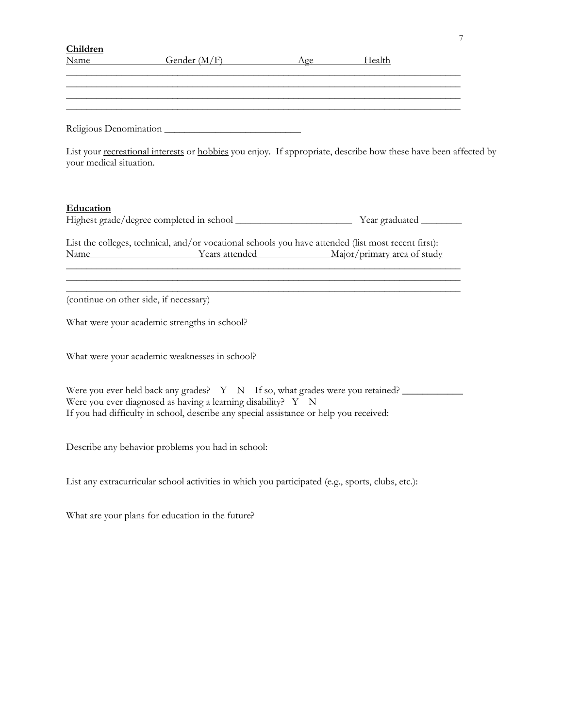**Children**

| Name | Gender (M/F) | Age | Health |
|---|---|---|---|
| | | | |
| | | | |
| | | | |
| | | | |

Religious Denomination ___________________________

List your recreational interests or hobbies you enjoy. If appropriate, describe how these have been affected by your medical situation.

**Education**

Highest grade/degree completed in school _______________________ Year graduated ________

List the colleges, technical, and/or vocational schools you have attended (list most recent first):

| Name | Years attended | Major/primary area of study |
|---|---|---|
| | | |
| | | |
| | | |

(continue on other side, if necessary)

What were your academic strengths in school?

What were your academic weaknesses in school?

Were you ever held back any grades? Y N If so, what grades were you retained? ____________

Were you ever diagnosed as having a learning disability? Y N

If you had difficulty in school, describe any special assistance or help you received:

Describe any behavior problems you had in school:

List any extracurricular school activities in which you participated (e.g., sports, clubs, etc.):

What are your plans for education in the future?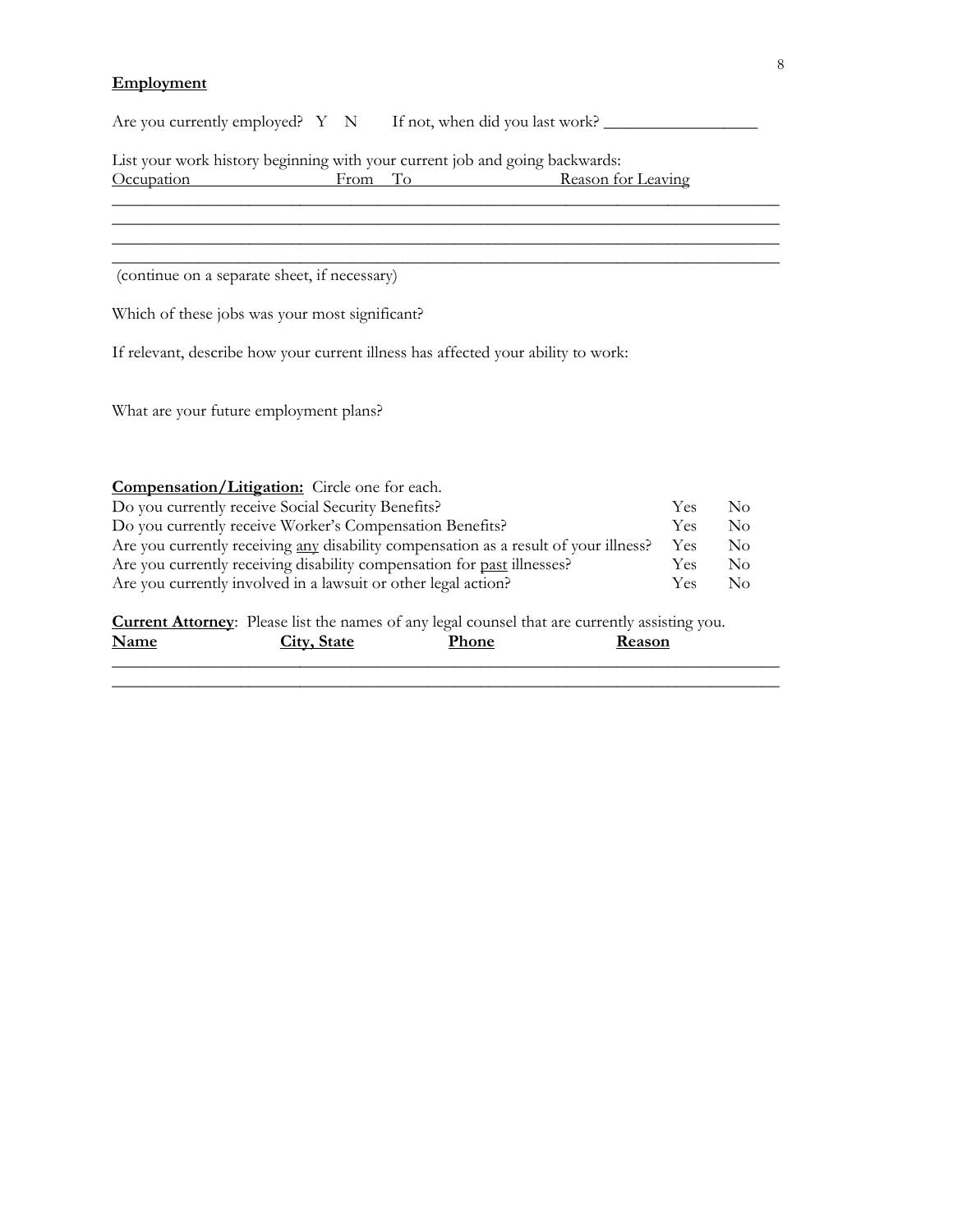**Employment**

Are you currently employed? Y N If not, when did you last work? ___________________

List your work history beginning with your current job and going backwards:

| Occupation | From | To | Reason for Leaving |
|---|---|---|---|
| | | | |
| | | | |
| | | | |
| | | | |

(continue on a separate sheet, if necessary)

Which of these jobs was your most significant?

If relevant, describe how your current illness has affected your ability to work:

What are your future employment plans?

**Compensation/Litigation:** Circle one for each.

| | | |
|---|---|---|
| Do you currently receive Social Security Benefits? | Yes | No |
| Do you currently receive Worker's Compensation Benefits? | Yes | No |
| Are you currently receiving any disability compensation as a result of your illness? | Yes | No |
| Are you currently receiving disability compensation for past illnesses? | Yes | No |
| Are you currently involved in a lawsuit or other legal action? | Yes | No |

**Current Attorney**: Please list the names of any legal counsel that are currently assisting you.

| **Name** | **City, State** | **Phone** | **Reason** |
|---|---|---|---|
| | | | |
| | | | |